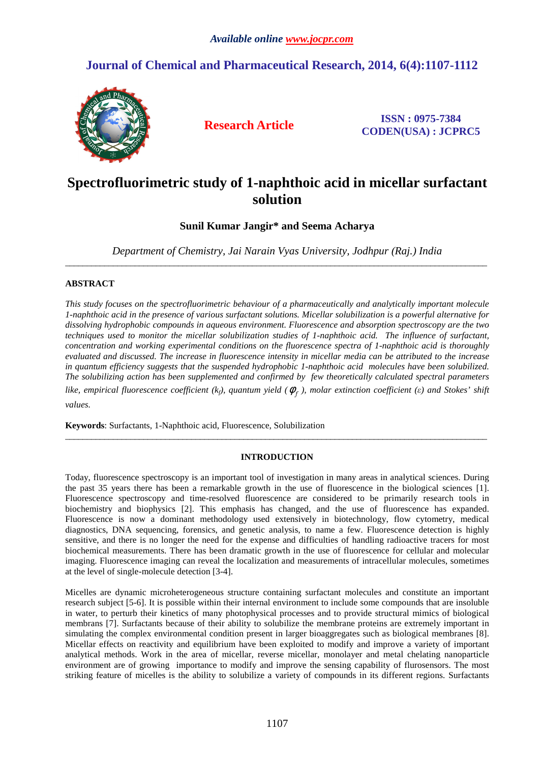# Spectrofluorimetric study of 1-naphthoic acid in micellar surfactant solution

**Sunil Kumar Jangir\* and Seema Acharya**

*Department of Chemistry, Jai Narain Vyas University, Jodhpur (Raj.) India*

---

## ABSTRACT

*This study focuses on the spectrofluorimetric behaviour of a pharmaceutically and analytically important molecule 1-naphthoic acid in the presence of various surfactant solutions. Micellar solubilization is a powerful alternative for dissolving hydrophobic compounds in aqueous environment. Fluorescence and absorption spectroscopy are the two techniques used to monitor the micellar solubilization studies of 1-naphthoic acid. The influence of surfactant, concentration and working experimental conditions on the fluorescence spectra of 1-naphthoic acid is thoroughly evaluated and discussed. The increase in fluorescence intensity in micellar media can be attributed to the increase in quantum efficiency suggests that the suspended hydrophobic 1-naphthoic acid molecules have been solubilized. The solubilizing action has been supplemented and confirmed by few theoretically calculated spectral parameters like, empirical fluorescence coefficient ($k_f$), quantum yield ($\phi_f$), molar extinction coefficient ($\varepsilon$) and Stokes' shift values.*

**Keywords**: Surfactants, 1-Naphthoic acid, Fluorescence, Solubilization

---

## INTRODUCTION

Today, fluorescence spectroscopy is an important tool of investigation in many areas in analytical sciences. During the past 35 years there has been a remarkable growth in the use of fluorescence in the biological sciences [1]. Fluorescence spectroscopy and time-resolved fluorescence are considered to be primarily research tools in biochemistry and biophysics [2]. This emphasis has changed, and the use of fluorescence has expanded. Fluorescence is now a dominant methodology used extensively in biotechnology, flow cytometry, medical diagnostics, DNA sequencing, forensics, and genetic analysis, to name a few. Fluorescence detection is highly sensitive, and there is no longer the need for the expense and difficulties of handling radioactive tracers for most biochemical measurements. There has been dramatic growth in the use of fluorescence for cellular and molecular imaging. Fluorescence imaging can reveal the localization and measurements of intracellular molecules, sometimes at the level of single-molecule detection [3-4].

Micelles are dynamic microheterogeneous structure containing surfactant molecules and constitute an important research subject [5-6]. It is possible within their internal environment to include some compounds that are insoluble in water, to perturb their kinetics of many photophysical processes and to provide structural mimics of biological membrans [7]. Surfactants because of their ability to solubilize the membrane proteins are extremely important in simulating the complex environmental condition present in larger bioaggregates such as biological membranes [8]. Micellar effects on reactivity and equilibrium have been exploited to modify and improve a variety of important analytical methods. Work in the area of micellar, reverse micellar, monolayer and metal chelating nanoparticle environment are of growing importance to modify and improve the sensing capability of flurosensors. The most striking feature of micelles is the ability to solubilize a variety of compounds in its different regions. Surfactants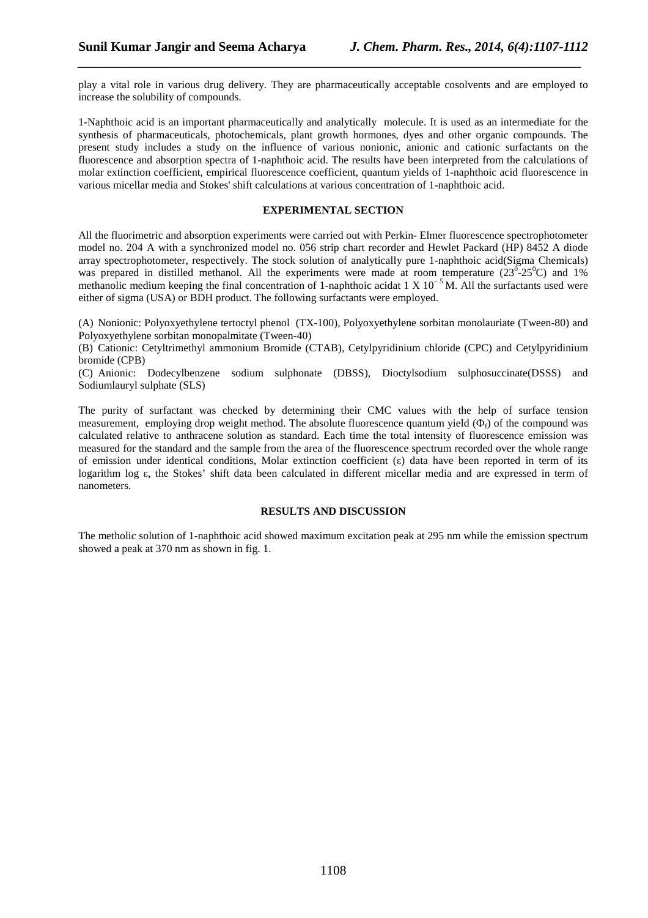play a vital role in various drug delivery. They are pharmaceutically acceptable cosolvents and are employed to increase the solubility of compounds.

1-Naphthoic acid is an important pharmaceutically and analytically molecule. It is used as an intermediate for the synthesis of pharmaceuticals, photochemicals, plant growth hormones, dyes and other organic compounds. The present study includes a study on the influence of various nonionic, anionic and cationic surfactants on the fluorescence and absorption spectra of 1-naphthoic acid. The results have been interpreted from the calculations of molar extinction coefficient, empirical fluorescence coefficient, quantum yields of 1-naphthoic acid fluorescence in various micellar media and Stokes' shift calculations at various concentration of 1-naphthoic acid.

## EXPERIMENTAL SECTION

All the fluorimetric and absorption experiments were carried out with Perkin- Elmer fluorescence spectrophotometer model no. 204 A with a synchronized model no. 056 strip chart recorder and Hewlet Packard (HP) 8452 A diode array spectrophotometer, respectively. The stock solution of analytically pure 1-naphthoic acid(Sigma Chemicals) was prepared in distilled methanol. All the experiments were made at room temperature ($23^0$-$25^0$C) and 1% methanolic medium keeping the final concentration of 1-naphthoic acidat $1 \times 10^{-5}$ M. All the surfactants used were either of sigma (USA) or BDH product. The following surfactants were employed.

(A) Nonionic: Polyoxyethylene tertoctyl phenol (TX-100), Polyoxyethylene sorbitan monolauriate (Tween-80) and Polyoxyethylene sorbitan monopalmitate (Tween-40)
(B) Cationic: Cetyltrimethyl ammonium Bromide (CTAB), Cetylpyridinium chloride (CPC) and Cetylpyridinium bromide (CPB)
(C) Anionic: Dodecylbenzene sodium sulphonate (DBSS), Dioctylsodium sulphosuccinate(DSSS) and Sodiumlauryl sulphate (SLS)

The purity of surfactant was checked by determining their CMC values with the help of surface tension measurement, employing drop weight method. The absolute fluorescence quantum yield ($\Phi_f$) of the compound was calculated relative to anthracene solution as standard. Each time the total intensity of fluorescence emission was measured for the standard and the sample from the area of the fluorescence spectrum recorded over the whole range of emission under identical conditions, Molar extinction coefficient ($\varepsilon$) data have been reported in term of its logarithm log $\varepsilon$, the Stokes' shift data been calculated in different micellar media and are expressed in term of nanometers.

## RESULTS AND DISCUSSION

The metholic solution of 1-naphthoic acid showed maximum excitation peak at 295 nm while the emission spectrum showed a peak at 370 nm as shown in fig. 1.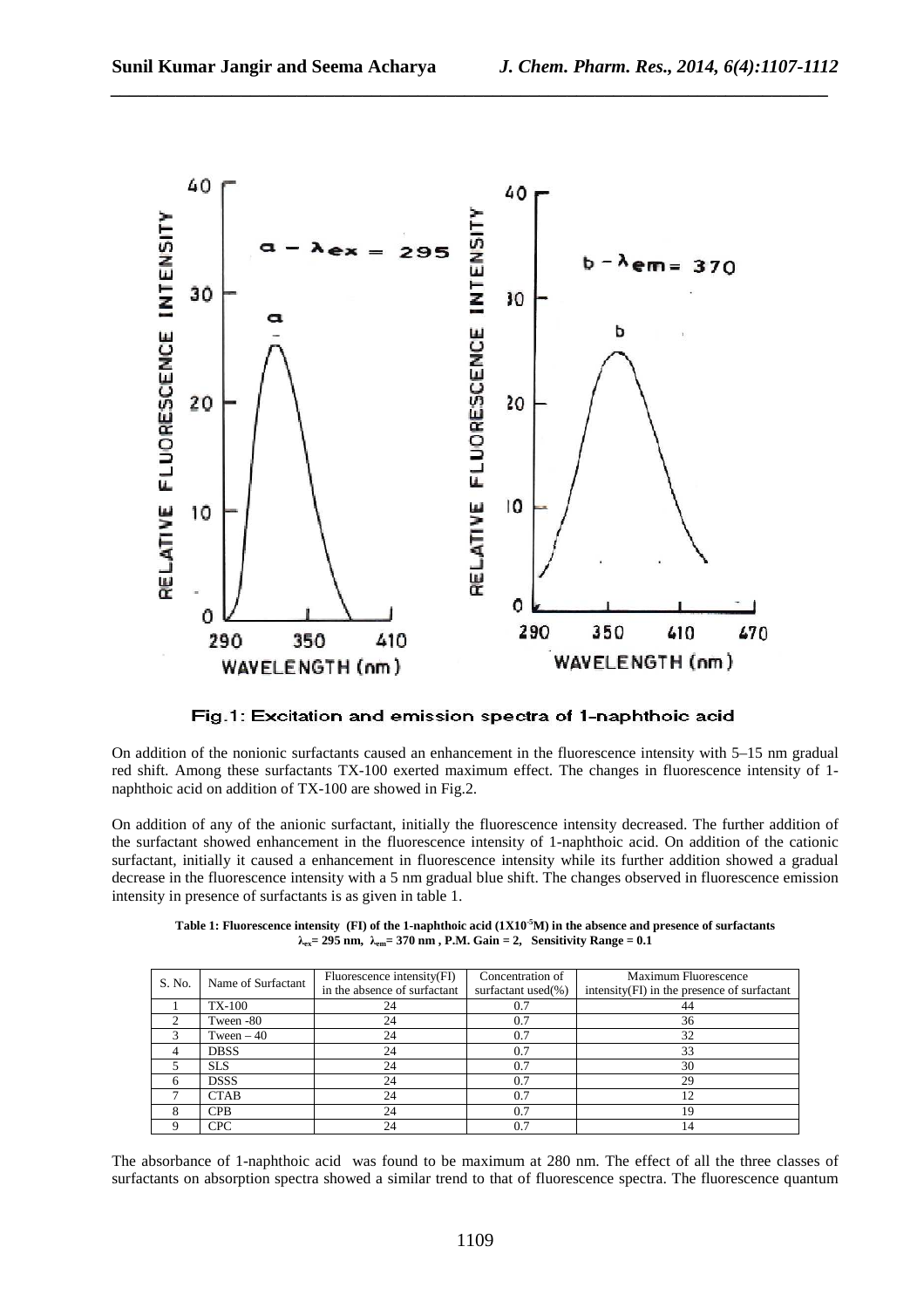Fig.1: Excitation and emission spectra of 1-naphthoic acid

On addition of the nonionic surfactants caused an enhancement in the fluorescence intensity with 5–15 nm gradual red shift. Among these surfactants TX-100 exerted maximum effect. The changes in fluorescence intensity of 1-naphthoic acid on addition of TX-100 are showed in Fig.2.

On addition of any of the anionic surfactant, initially the fluorescence intensity decreased. The further addition of the surfactant showed enhancement in the fluorescence intensity of 1-naphthoic acid. On addition of the cationic surfactant, initially it caused a enhancement in fluorescence intensity while its further addition showed a gradual decrease in the fluorescence intensity with a 5 nm gradual blue shift. The changes observed in fluorescence emission intensity in presence of surfactants is as given in table 1.

**Table 1: Fluorescence intensity (FI) of the 1-naphthoic acid ($1X10^{-5}$M) in the absence and presence of surfactants $\lambda_{ex}$= 295 nm, $\lambda_{em}$= 370 nm , P.M. Gain = 2, Sensitivity Range = 0.1**

| S. No. | Name of Surfactant | Fluorescence intensity(FI) in the absence of surfactant | Concentration of surfactant used(%) | Maximum Fluorescence intensity(FI) in the presence of surfactant |
|---|---|---|---|---|
| 1 | TX-100 | 24 | 0.7 | 44 |
| 2 | Tween -80 | 24 | 0.7 | 36 |
| 3 | Tween – 40 | 24 | 0.7 | 32 |
| 4 | DBSS | 24 | 0.7 | 33 |
| 5 | SLS | 24 | 0.7 | 30 |
| 6 | DSSS | 24 | 0.7 | 29 |
| 7 | CTAB | 24 | 0.7 | 12 |
| 8 | CPB | 24 | 0.7 | 19 |
| 9 | CPC | 24 | 0.7 | 14 |

The absorbance of 1-naphthoic acid was found to be maximum at 280 nm. The effect of all the three classes of surfactants on absorption spectra showed a similar trend to that of fluorescence spectra. The fluorescence quantum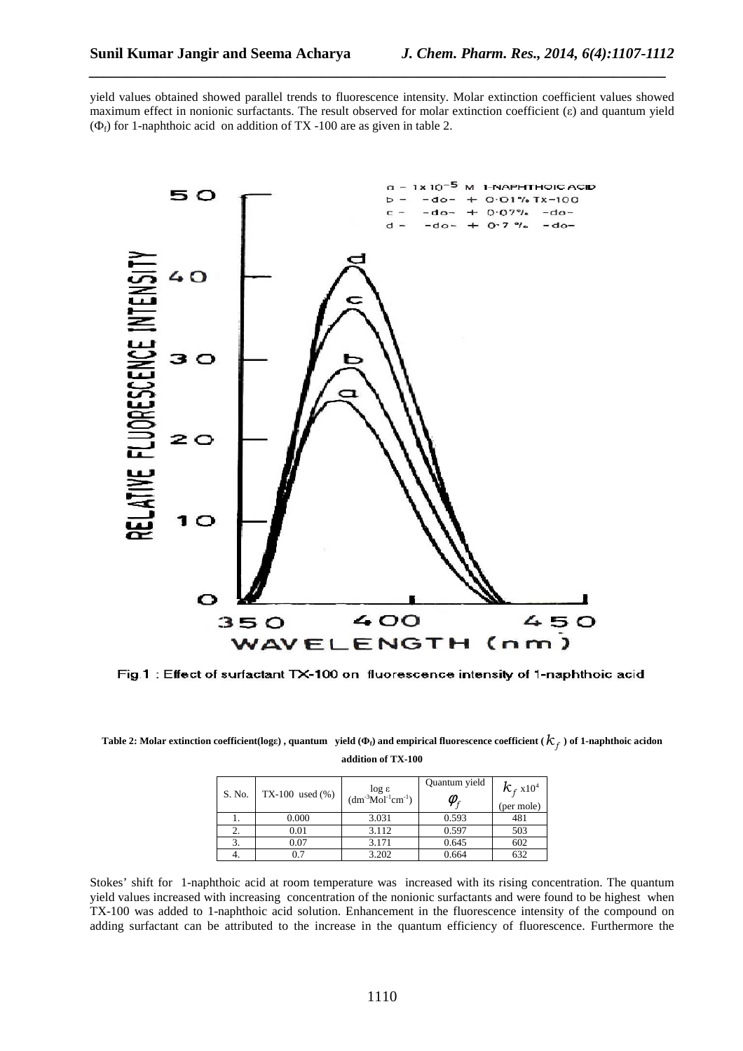yield values obtained showed parallel trends to fluorescence intensity. Molar extinction coefficient values showed maximum effect in nonionic surfactants. The result observed for molar extinction coefficient (ε) and quantum yield ($\Phi_f$) for 1-naphthoic acid on addition of TX -100 are as given in table 2.

Fig.1 : Effect of surfactant TX-100 on fluorescence intensity of 1-naphthoic acid

**Table 2: Molar extinction coefficient(logε) , quantum yield ($\Phi_f$) and empirical fluorescence coefficient ( $k_f$ ) of 1-naphthoic acidon addition of TX-100**

| S. No. | TX-100 used (%) | log ε ($dm^{-3}Mol^{-1}cm^{-1}$) | Quantum yield $\varphi_f$ | $k_f$ x$10^4$ (per mole) |
|---|---|---|---|---|
| 1. | 0.000 | 3.031 | 0.593 | 481 |
| 2. | 0.01 | 3.112 | 0.597 | 503 |
| 3. | 0.07 | 3.171 | 0.645 | 602 |
| 4. | 0.7 | 3.202 | 0.664 | 632 |

Stokes' shift for 1-naphthoic acid at room temperature was increased with its rising concentration. The quantum yield values increased with increasing concentration of the nonionic surfactants and were found to be highest when TX-100 was added to 1-naphthoic acid solution. Enhancement in the fluorescence intensity of the compound on adding surfactant can be attributed to the increase in the quantum efficiency of fluorescence. Furthermore the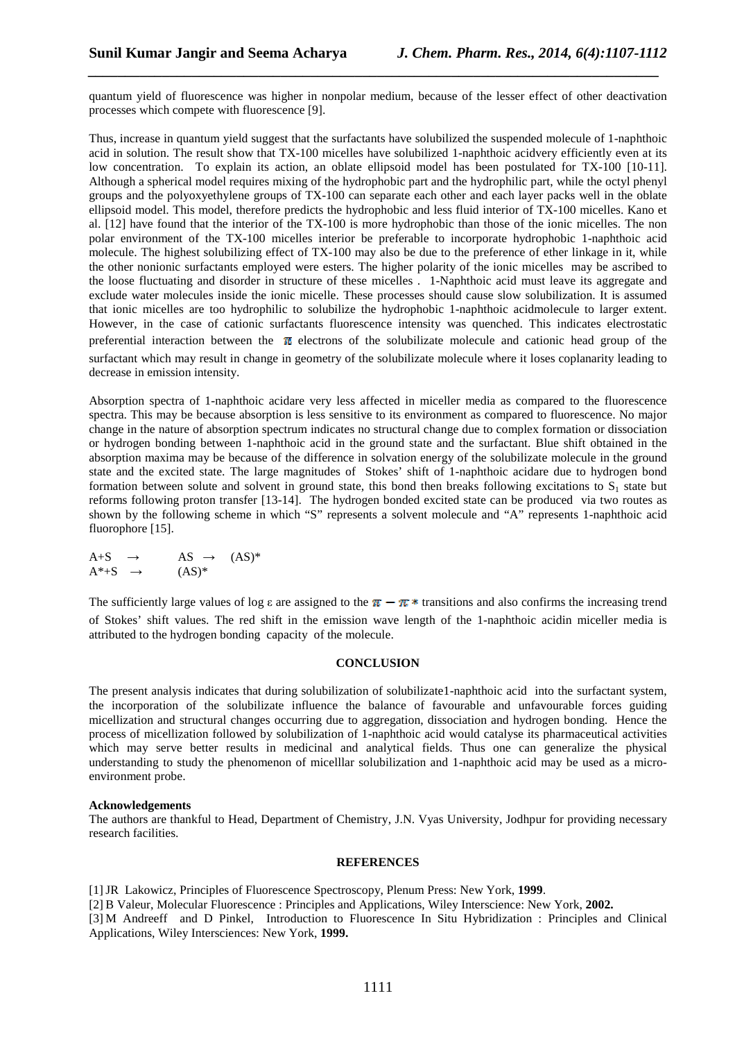quantum yield of fluorescence was higher in nonpolar medium, because of the lesser effect of other deactivation processes which compete with fluorescence [9].

Thus, increase in quantum yield suggest that the surfactants have solubilized the suspended molecule of 1-naphthoic acid in solution. The result show that TX-100 micelles have solubilized 1-naphthoic acidvery efficiently even at its low concentration. To explain its action, an oblate ellipsoid model has been postulated for TX-100 [10-11]. Although a spherical model requires mixing of the hydrophobic part and the hydrophilic part, while the octyl phenyl groups and the polyoxyethylene groups of TX-100 can separate each other and each layer packs well in the oblate ellipsoid model. This model, therefore predicts the hydrophobic and less fluid interior of TX-100 micelles. Kano et al. [12] have found that the interior of the TX-100 is more hydrophobic than those of the ionic micelles. The non polar environment of the TX-100 micelles interior be preferable to incorporate hydrophobic 1-naphthoic acid molecule. The highest solubilizing effect of TX-100 may also be due to the preference of ether linkage in it, while the other nonionic surfactants employed were esters. The higher polarity of the ionic micelles may be ascribed to the loose fluctuating and disorder in structure of these micelles . 1-Naphthoic acid must leave its aggregate and exclude water molecules inside the ionic micelle. These processes should cause slow solubilization. It is assumed that ionic micelles are too hydrophilic to solubilize the hydrophobic 1-naphthoic acidmolecule to larger extent. However, in the case of cationic surfactants fluorescence intensity was quenched. This indicates electrostatic preferential interaction between the $\pi$ electrons of the solubilizate molecule and cationic head group of the surfactant which may result in change in geometry of the solubilizate molecule where it loses coplanarity leading to decrease in emission intensity.

Absorption spectra of 1-naphthoic acidare very less affected in miceller media as compared to the fluorescence spectra. This may be because absorption is less sensitive to its environment as compared to fluorescence. No major change in the nature of absorption spectrum indicates no structural change due to complex formation or dissociation or hydrogen bonding between 1-naphthoic acid in the ground state and the surfactant. Blue shift obtained in the absorption maxima may be because of the difference in solvation energy of the solubilizate molecule in the ground state and the excited state. The large magnitudes of Stokes' shift of 1-naphthoic acidare due to hydrogen bond formation between solute and solvent in ground state, this bond then breaks following excitations to $S_1$ state but reforms following proton transfer [13-14]. The hydrogen bonded excited state can be produced via two routes as shown by the following scheme in which "S" represents a solvent molecule and "A" represents 1-naphthoic acid fluorophore [15].

$$A+S \rightarrow AS \rightarrow (AS)^*$$
$$A^*+S \rightarrow (AS)^*$$

The sufficiently large values of log ε are assigned to the $\pi - \pi^*$ transitions and also confirms the increasing trend of Stokes' shift values. The red shift in the emission wave length of the 1-naphthoic acidin miceller media is attributed to the hydrogen bonding capacity of the molecule.

## CONCLUSION

The present analysis indicates that during solubilization of solubilizate1-naphthoic acid into the surfactant system, the incorporation of the solubilizate influence the balance of favourable and unfavourable forces guiding micellization and structural changes occurring due to aggregation, dissociation and hydrogen bonding. Hence the process of micellization followed by solubilization of 1-naphthoic acid would catalyse its pharmaceutical activities which may serve better results in medicinal and analytical fields. Thus one can generalize the physical understanding to study the phenomenon of micelllar solubilization and 1-naphthoic acid may be used as a micro-environment probe.

**Acknowledgements**

The authors are thankful to Head, Department of Chemistry, J.N. Vyas University, Jodhpur for providing necessary research facilities.

## REFERENCES

[1] JR Lakowicz, Principles of Fluorescence Spectroscopy, Plenum Press: New York, **1999**.

[2] B Valeur, Molecular Fluorescence : Principles and Applications, Wiley Interscience: New York, **2002.**

[3] M Andreeff and D Pinkel, Introduction to Fluorescence In Situ Hybridization : Principles and Clinical Applications, Wiley Intersciences: New York, **1999.**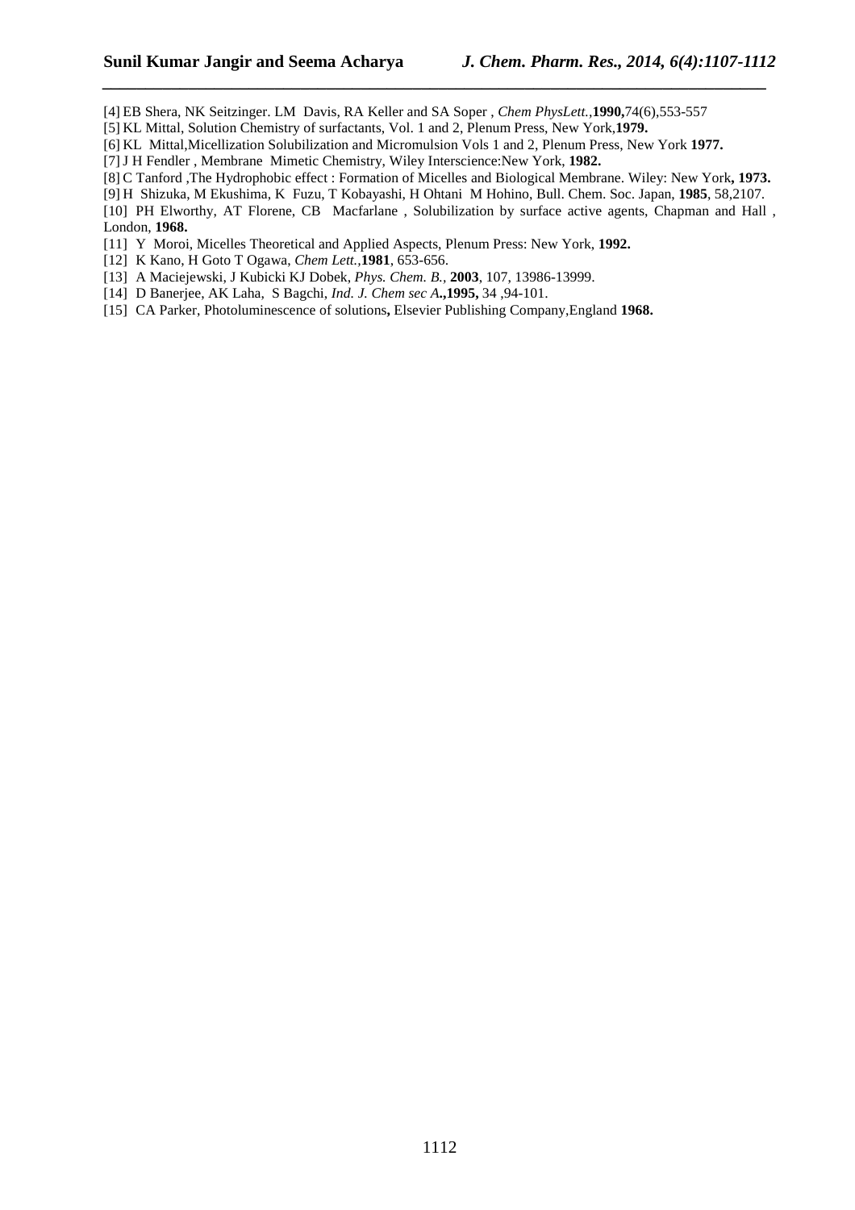[4] EB Shera, NK Seitzinger. LM Davis, RA Keller and SA Soper , *Chem PhysLett.*,**1990,**74(6),553-557

[5] KL Mittal, Solution Chemistry of surfactants, Vol. 1 and 2, Plenum Press, New York,**1979.**

[6] KL Mittal,Micellization Solubilization and Micromulsion Vols 1 and 2, Plenum Press, New York **1977.**

[7] J H Fendler , Membrane Mimetic Chemistry, Wiley Interscience:New York, **1982.**

[8] C Tanford ,The Hydrophobic effect : Formation of Micelles and Biological Membrane. Wiley: New York**, 1973.**

[9] H Shizuka, M Ekushima, K Fuzu, T Kobayashi, H Ohtani M Hohino, Bull. Chem. Soc. Japan, **1985**, 58,2107.

[10] PH Elworthy, AT Florene, CB Macfarlane , Solubilization by surface active agents, Chapman and Hall , London, **1968.**

[11] Y Moroi, Micelles Theoretical and Applied Aspects, Plenum Press: New York, **1992.**

[12] K Kano, H Goto T Ogawa, *Chem Lett.,***1981**, 653-656.

[13] A Maciejewski, J Kubicki KJ Dobek, *Phys. Chem. B.*, **2003**, 107, 13986-13999.

[14] D Banerjee, AK Laha, S Bagchi, *Ind. J. Chem sec A***.,1995,** 34 ,94-101.

[15] CA Parker, Photoluminescence of solutions**,** Elsevier Publishing Company,England **1968.**